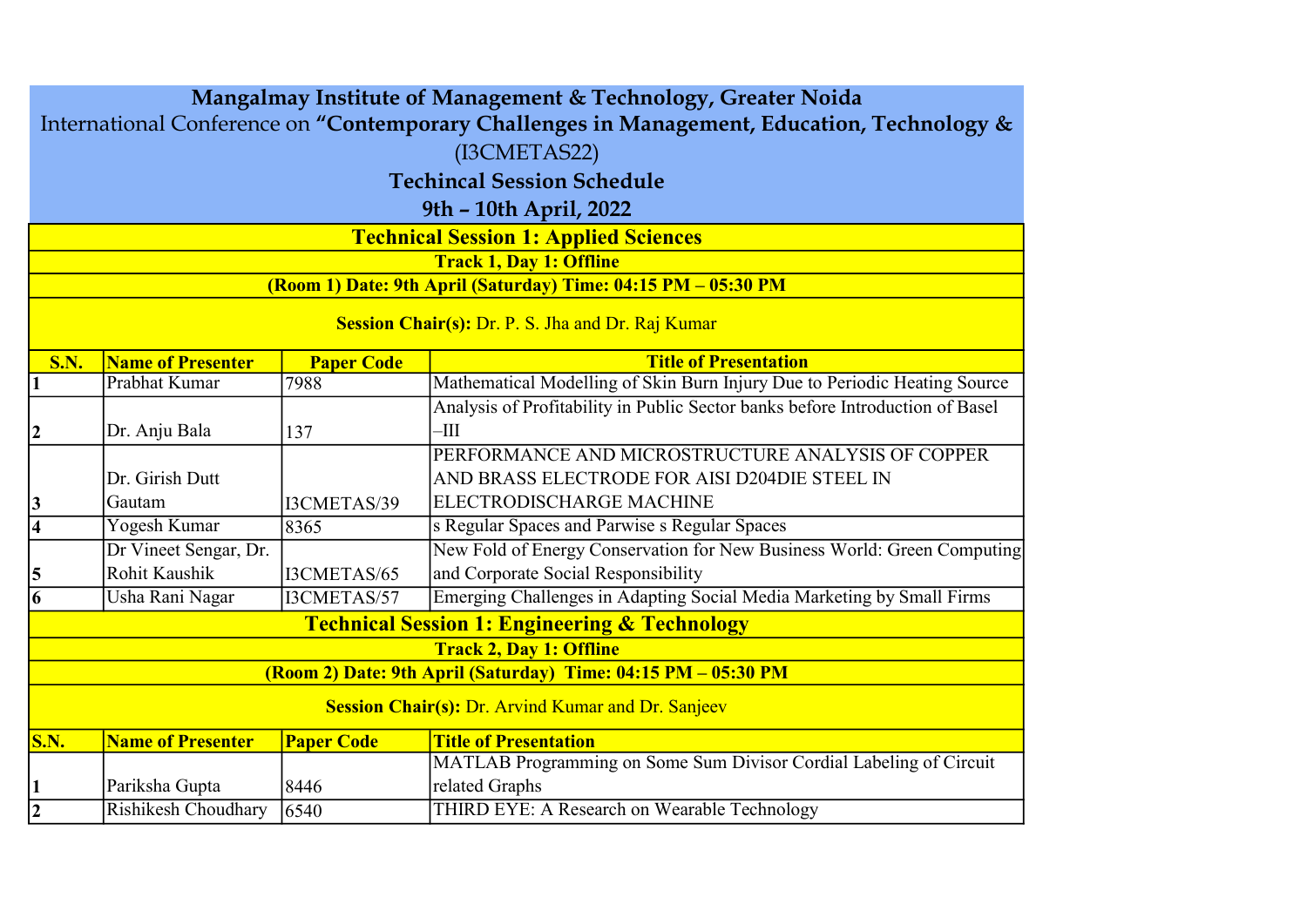**Mangalmay Institute of Management & Technology, Greater Noida**

International Conference on **"Contemporary Challenges in Management, Education, Technology &**

(I3CMETAS22)

**Techincal Session Schedule**

**9th – 10th April, 2022**

## Technical Session 1: Applied Sciences

**Track 1, Day 1: Offline**

**(Room 1) Date: 9th April (Saturday) Time: 04:15 PM – 05:30 PM**

**Session Chair(s):** Dr. P. S. Jha and Dr. Raj Kumar

| S.N. | Name of Presenter | Paper Code | Title of Presentation |
|---|---|---|---|
| 1 | Prabhat Kumar | 7988 | Mathematical Modelling of Skin Burn Injury Due to Periodic Heating Source |
| 2 | Dr. Anju Bala | 137 | Analysis of Profitability in Public Sector banks before Introduction of Basel –III |
| 3 | Dr. Girish Dutt Gautam | I3CMETAS/39 | PERFORMANCE AND MICROSTRUCTURE ANALYSIS OF COPPER AND BRASS ELECTRODE FOR AISI D204DIE STEEL IN ELECTRODISCHARGE MACHINE |
| 4 | Yogesh Kumar | 8365 | s Regular Spaces and Parwise s Regular Spaces |
| 5 | Dr Vineet Sengar, Dr. Rohit Kaushik | I3CMETAS/65 | New Fold of Energy Conservation for New Business World: Green Computing and Corporate Social Responsibility |
| 6 | Usha Rani Nagar | I3CMETAS/57 | Emerging Challenges in Adapting Social Media Marketing by Small Firms |

## Technical Session 1: Engineering & Technology

**Track 2, Day 1: Offline**

**(Room 2) Date: 9th April (Saturday) Time: 04:15 PM – 05:30 PM**

**Session Chair(s):** Dr. Arvind Kumar and Dr. Sanjeev

| S.N. | Name of Presenter | Paper Code | Title of Presentation |
|---|---|---|---|
| 1 | Pariksha Gupta | 8446 | MATLAB Programming on Some Sum Divisor Cordial Labeling of Circuit related Graphs |
| 2 | Rishikesh Choudhary | 6540 | THIRD EYE: A Research on Wearable Technology |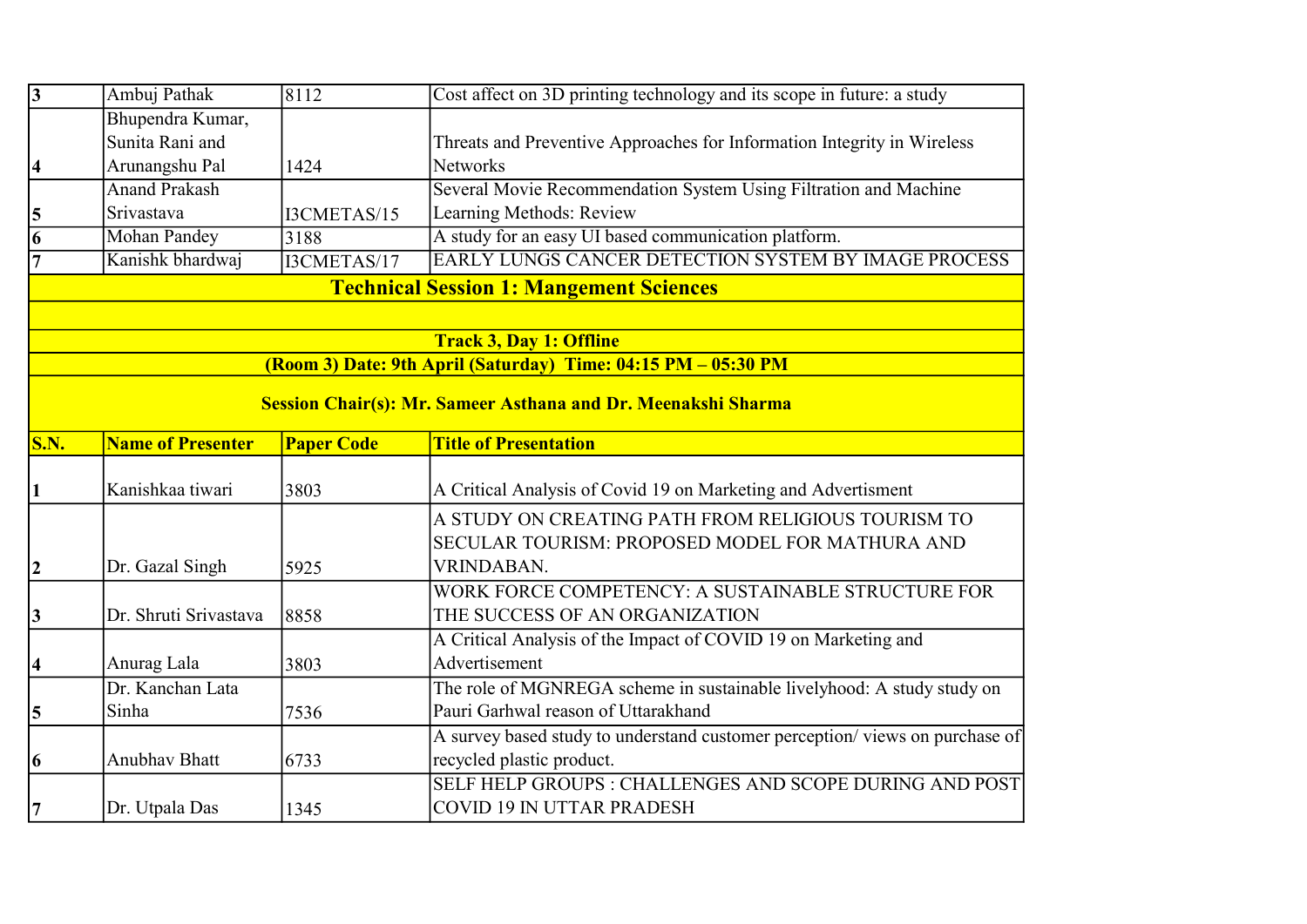| S.N. | Name of Presenter | Paper Code | Title of Presentation |
|---|---|---|---|
| 3 | Ambuj Pathak | 8112 | Cost affect on 3D printing technology and its scope in future: a study |
| 4 | Bhupendra Kumar, Sunita Rani and Arunangshu Pal | 1424 | Threats and Preventive Approaches for Information Integrity in Wireless Networks |
| 5 | Anand Prakash Srivastava | I3CMETAS/15 | Several Movie Recommendation System Using Filtration and Machine Learning Methods: Review |
| 6 | Mohan Pandey | 3188 | A study for an easy UI based communication platform. |
| 7 | Kanishk bhardwaj | I3CMETAS/17 | EARLY LUNGS CANCER DETECTION SYSTEM BY IMAGE PROCESS |

## Technical Session 1: Mangement Sciences

**Track 3, Day 1: Offline**

**(Room 3) Date: 9th April (Saturday) Time: 04:15 PM – 05:30 PM**

**Session Chair(s): Mr. Sameer Asthana and Dr. Meenakshi Sharma**

| S.N. | Name of Presenter | Paper Code | Title of Presentation |
|---|---|---|---|
| 1 | Kanishkaa tiwari | 3803 | A Critical Analysis of Covid 19 on Marketing and Advertisment |
| 2 | Dr. Gazal Singh | 5925 | A STUDY ON CREATING PATH FROM RELIGIOUS TOURISM TO SECULAR TOURISM: PROPOSED MODEL FOR MATHURA AND VRINDABAN. |
| 3 | Dr. Shruti Srivastava | 8858 | WORK FORCE COMPETENCY: A SUSTAINABLE STRUCTURE FOR THE SUCCESS OF AN ORGANIZATION |
| 4 | Anurag Lala | 3803 | A Critical Analysis of the Impact of COVID 19 on Marketing and Advertisement |
| 5 | Dr. Kanchan Lata Sinha | 7536 | The role of MGNREGA scheme in sustainable livelyhood: A study study on Pauri Garhwal reason of Uttarakhand |
| 6 | Anubhav Bhatt | 6733 | A survey based study to understand customer perception/ views on purchase of recycled plastic product. |
| 7 | Dr. Utpala Das | 1345 | SELF HELP GROUPS : CHALLENGES AND SCOPE DURING AND POST COVID 19 IN UTTAR PRADESH |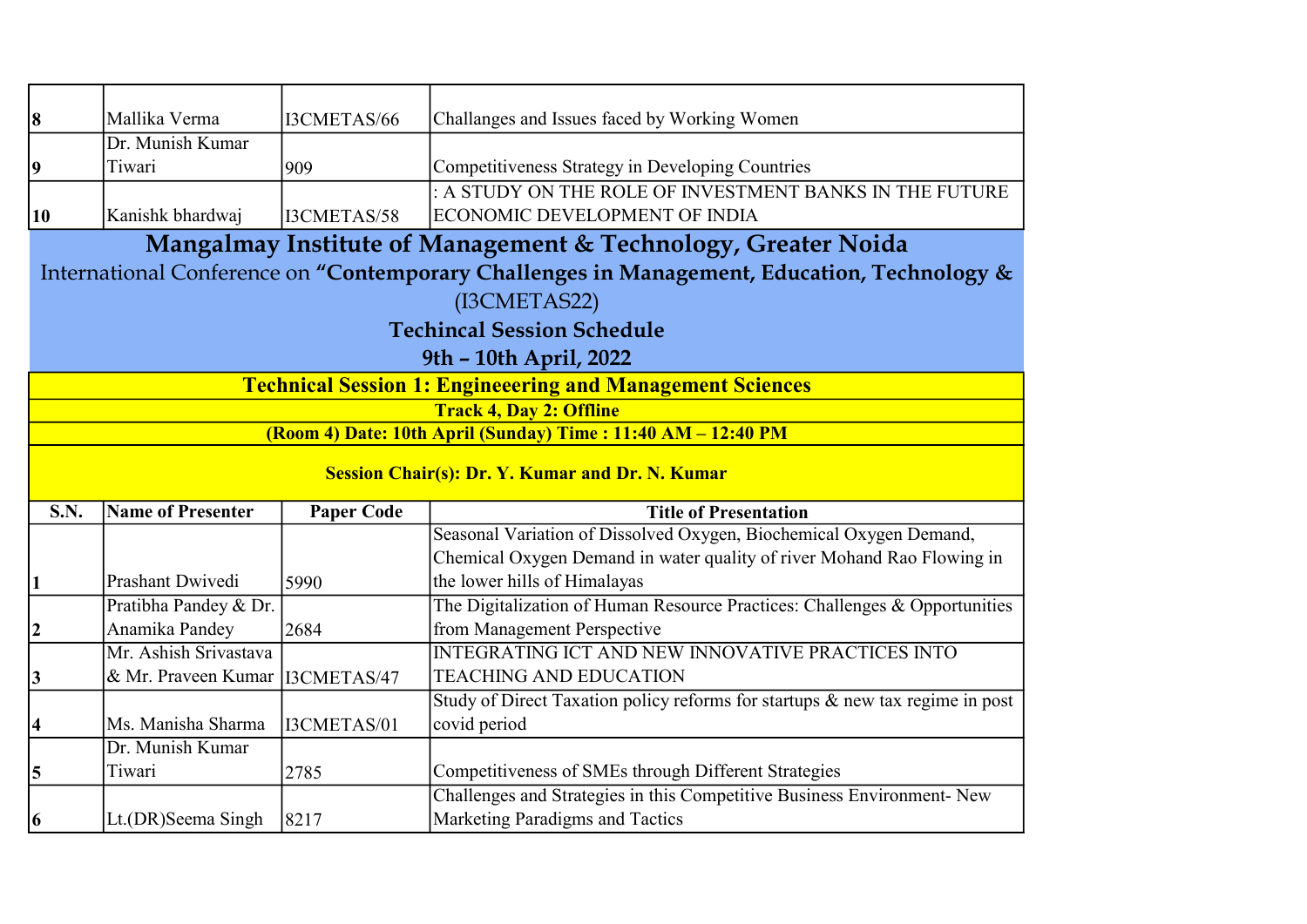| 8 | Mallika Verma | I3CMETAS/66 | Challanges and Issues faced by Working Women |
|---|---|---|---|
| 9 | Dr. Munish Kumar Tiwari | 909 | Competitiveness Strategy in Developing Countries |
| 10 | Kanishk bhardwaj | I3CMETAS/58 | : A STUDY ON THE ROLE OF INVESTMENT BANKS IN THE FUTURE ECONOMIC DEVELOPMENT OF INDIA |

# Mangalmay Institute of Management & Technology, Greater Noida

International Conference on **"Contemporary Challenges in Management, Education, Technology &**

(I3CMETAS22)

## Techincal Session Schedule

**9th – 10th April, 2022**

### Technical Session 1: Engineeering and Management Sciences

**Track 4, Day 2: Offline**

**(Room 4) Date: 10th April (Sunday) Time : 11:40 AM – 12:40 PM**

**Session Chair(s): Dr. Y. Kumar and Dr. N. Kumar**

| S.N. | Name of Presenter | Paper Code | Title of Presentation |
|---|---|---|---|
| 1 | Prashant Dwivedi | 5990 | Seasonal Variation of Dissolved Oxygen, Biochemical Oxygen Demand, Chemical Oxygen Demand in water quality of river Mohand Rao Flowing in the lower hills of Himalayas |
| 2 | Pratibha Pandey & Dr. Anamika Pandey | 2684 | The Digitalization of Human Resource Practices: Challenges & Opportunities from Management Perspective |
| 3 | Mr. Ashish Srivastava & Mr. Praveen Kumar | I3CMETAS/47 | INTEGRATING ICT AND NEW INNOVATIVE PRACTICES INTO TEACHING AND EDUCATION |
| 4 | Ms. Manisha Sharma | I3CMETAS/01 | Study of Direct Taxation policy reforms for startups & new tax regime in post covid period |
| 5 | Dr. Munish Kumar Tiwari | 2785 | Competitiveness of SMEs through Different Strategies |
| 6 | Lt.(DR)Seema Singh | 8217 | Challenges and Strategies in this Competitive Business Environment- New Marketing Paradigms and Tactics |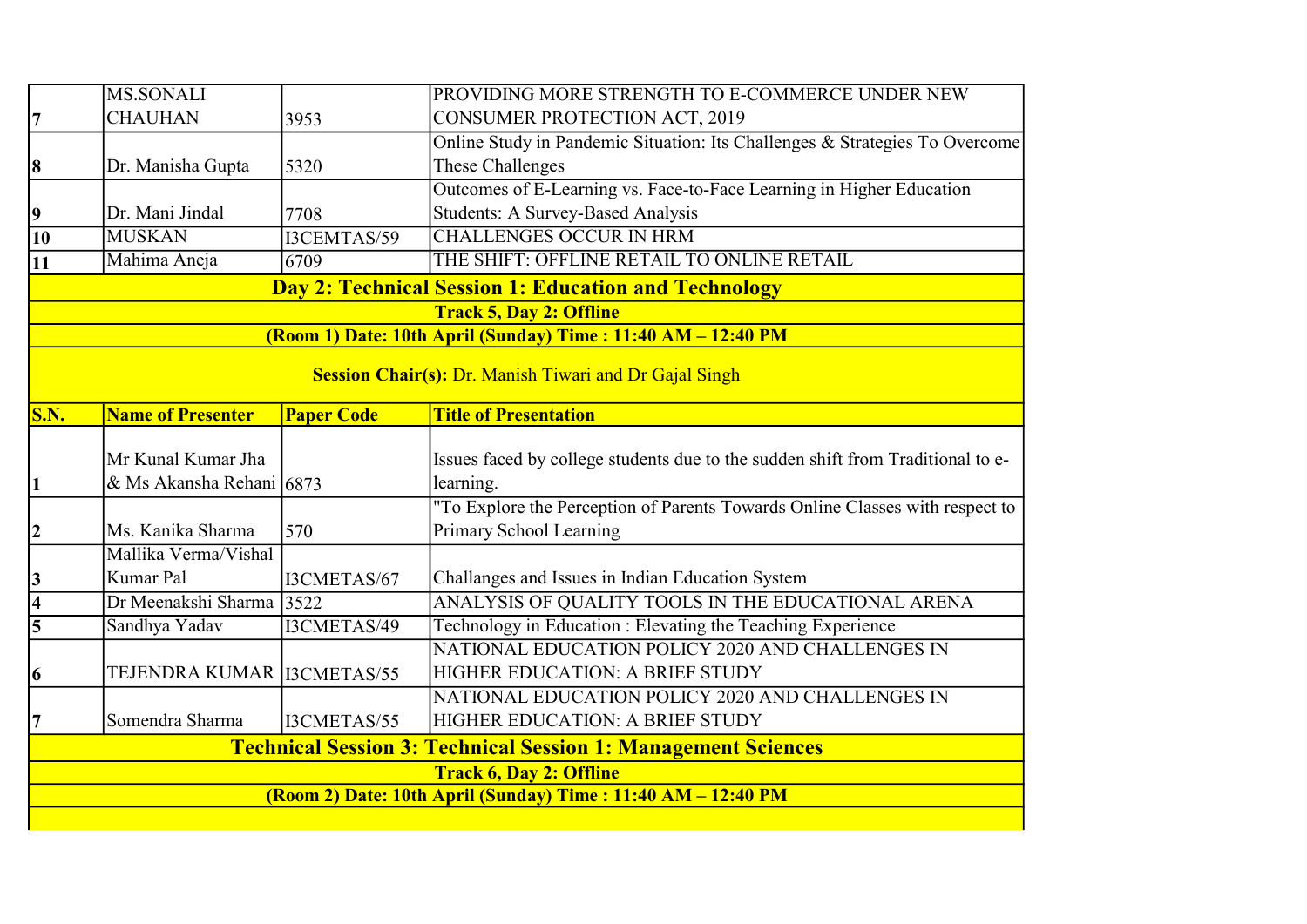| 7 | MS.SONALI CHAUHAN | 3953 | PROVIDING MORE STRENGTH TO E-COMMERCE UNDER NEW CONSUMER PROTECTION ACT, 2019 |
|---|---|---|---|
| 8 | Dr. Manisha Gupta | 5320 | Online Study in Pandemic Situation: Its Challenges & Strategies To Overcome These Challenges |
| 9 | Dr. Mani Jindal | 7708 | Outcomes of E-Learning vs. Face-to-Face Learning in Higher Education Students: A Survey-Based Analysis |
| 10 | MUSKAN | I3CEMTAS/59 | CHALLENGES OCCUR IN HRM |
| 11 | Mahima Aneja | 6709 | THE SHIFT: OFFLINE RETAIL TO ONLINE RETAIL |

**Day 2: Technical Session 1: Education and Technology**

**Track 5, Day 2: Offline**

**(Room 1) Date: 10th April (Sunday) Time : 11:40 AM – 12:40 PM**

**Session Chair(s):** Dr. Manish Tiwari and Dr Gajal Singh

| S.N. | Name of Presenter | Paper Code | Title of Presentation |
|---|---|---|---|
| 1 | Mr Kunal Kumar Jha & Ms Akansha Rehani | 6873 | Issues faced by college students due to the sudden shift from Traditional to e-learning. |
| 2 | Ms. Kanika Sharma | 570 | "To Explore the Perception of Parents Towards Online Classes with respect to Primary School Learning |
| 3 | Mallika Verma/Vishal Kumar Pal | I3CMETAS/67 | Challanges and Issues in Indian Education System |
| 4 | Dr Meenakshi Sharma | 3522 | ANALYSIS OF QUALITY TOOLS IN THE EDUCATIONAL ARENA |
| 5 | Sandhya Yadav | I3CMETAS/49 | Technology in Education : Elevating the Teaching Experience |
| 6 | TEJENDRA KUMAR | I3CMETAS/55 | NATIONAL EDUCATION POLICY 2020 AND CHALLENGES IN HIGHER EDUCATION: A BRIEF STUDY |
| 7 | Somendra Sharma | I3CMETAS/55 | NATIONAL EDUCATION POLICY 2020 AND CHALLENGES IN HIGHER EDUCATION: A BRIEF STUDY |

**Technical Session 3: Technical Session 1: Management Sciences**

**Track 6, Day 2: Offline**

**(Room 2) Date: 10th April (Sunday) Time : 11:40 AM – 12:40 PM**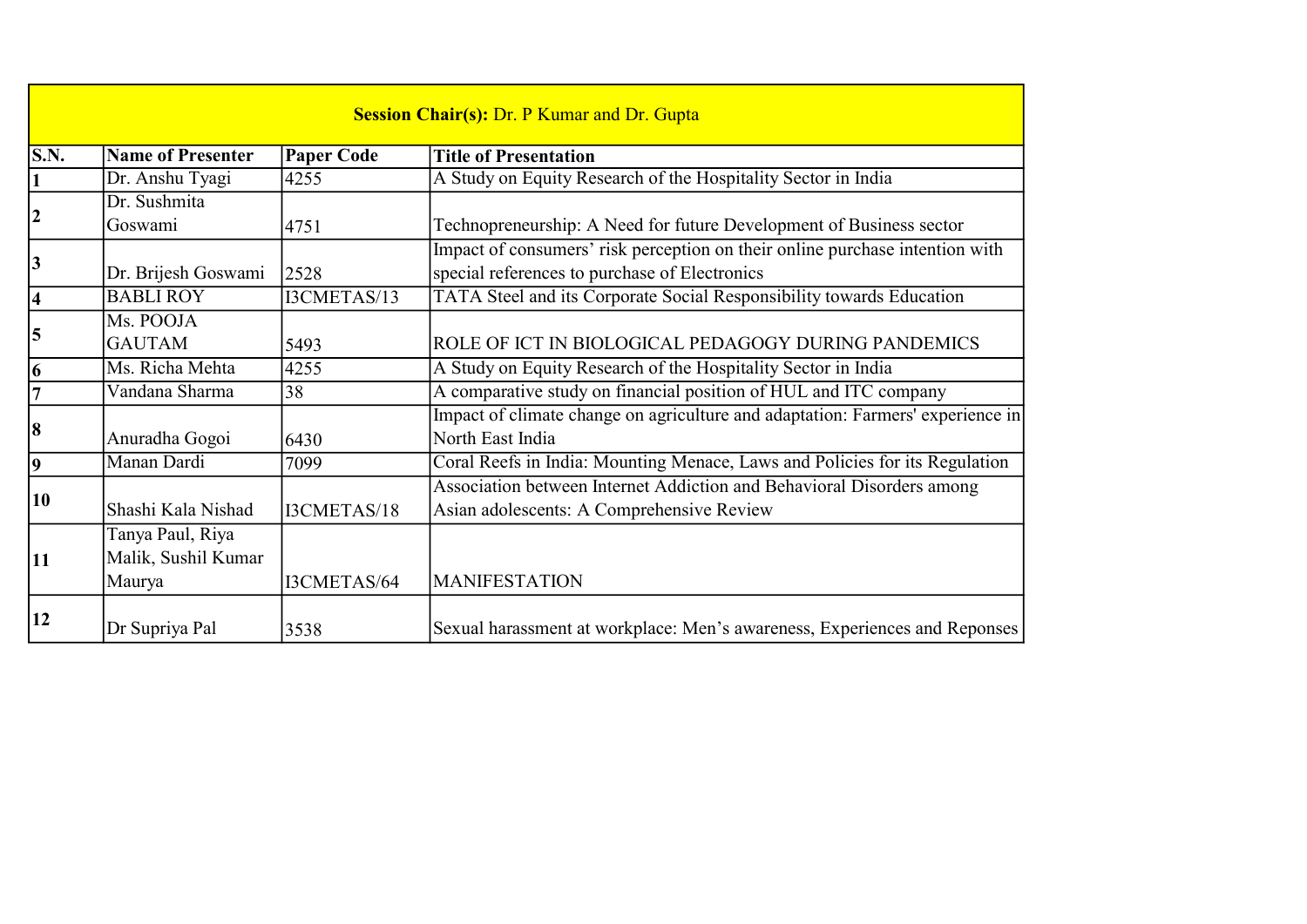**Session Chair(s):** Dr. P Kumar and Dr. Gupta

| S.N. | Name of Presenter | Paper Code | Title of Presentation |
|---|---|---|---|
| 1 | Dr. Anshu Tyagi | 4255 | A Study on Equity Research of the Hospitality Sector in India |
| 2 | Dr. Sushmita Goswami | 4751 | Technopreneurship: A Need for future Development of Business sector |
| 3 | Dr. Brijesh Goswami | 2528 | Impact of consumers' risk perception on their online purchase intention with special references to purchase of Electronics |
| 4 | BABLI ROY | I3CMETAS/13 | TATA Steel and its Corporate Social Responsibility towards Education |
| 5 | Ms. POOJA GAUTAM | 5493 | ROLE OF ICT IN BIOLOGICAL PEDAGOGY DURING PANDEMICS |
| 6 | Ms. Richa Mehta | 4255 | A Study on Equity Research of the Hospitality Sector in India |
| 7 | Vandana Sharma | 38 | A comparative study on financial position of HUL and ITC company |
| 8 | Anuradha Gogoi | 6430 | Impact of climate change on agriculture and adaptation: Farmers' experience in North East India |
| 9 | Manan Dardi | 7099 | Coral Reefs in India: Mounting Menace, Laws and Policies for its Regulation |
| 10 | Shashi Kala Nishad | I3CMETAS/18 | Association between Internet Addiction and Behavioral Disorders among Asian adolescents: A Comprehensive Review |
| 11 | Tanya Paul, Riya Malik, Sushil Kumar Maurya | I3CMETAS/64 | MANIFESTATION |
| 12 | Dr Supriya Pal | 3538 | Sexual harassment at workplace: Men's awareness, Experiences and Reponses |